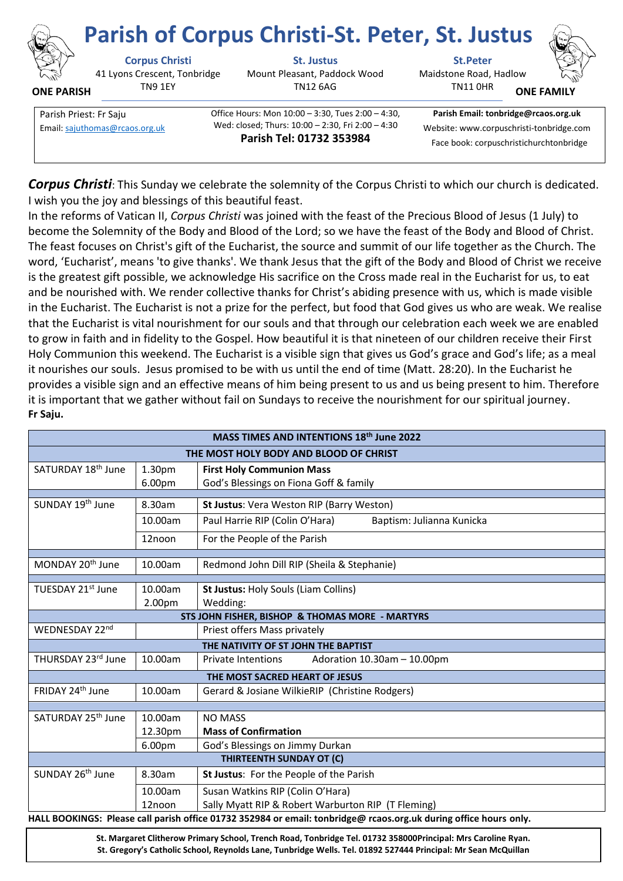# Parish of Corpus Christi-St. Peter, St. Justus

**ONE PARISH** | **ONE FAMILY**

| **Corpus Christi** | **St. Justus** | **St.Peter** |
|---|---|---|
| 41 Lyons Crescent, Tonbridge TN9 1EY | Mount Pleasant, Paddock Wood TN12 6AG | Maidstone Road, Hadlow TN11 0HR |

| | | |
|---|---|---|
| Parish Priest: Fr Saju<br>Email: sajuthomas@rcaos.org.uk | Office Hours: Mon 10:00 – 3:30, Tues 2:00 – 4:30, Wed: closed; Thurs: 10:00 – 2:30, Fri 2:00 – 4:30<br>**Parish Tel: 01732 353984** | **Parish Email: tonbridge@rcaos.org.uk**<br>Website: www.corpuschristi-tonbridge.com<br>Face book: corpuschristichurchtonbridge |

***Corpus Christi***: This Sunday we celebrate the solemnity of the Corpus Christi to which our church is dedicated. I wish you the joy and blessings of this beautiful feast.
In the reforms of Vatican II, *Corpus Christi* was joined with the feast of the Precious Blood of Jesus (1 July) to become the Solemnity of the Body and Blood of the Lord; so we have the feast of the Body and Blood of Christ. The feast focuses on Christ's gift of the Eucharist, the source and summit of our life together as the Church. The word, 'Eucharist', means 'to give thanks'. We thank Jesus that the gift of the Body and Blood of Christ we receive is the greatest gift possible, we acknowledge His sacrifice on the Cross made real in the Eucharist for us, to eat and be nourished with. We render collective thanks for Christ's abiding presence with us, which is made visible in the Eucharist. The Eucharist is not a prize for the perfect, but food that God gives us who are weak. We realise that the Eucharist is vital nourishment for our souls and that through our celebration each week we are enabled to grow in faith and in fidelity to the Gospel. How beautiful it is that nineteen of our children receive their First Holy Communion this weekend. The Eucharist is a visible sign that gives us God's grace and God's life; as a meal it nourishes our souls. Jesus promised to be with us until the end of time (Matt. 28:20). In the Eucharist he provides a visible sign and an effective means of him being present to us and us being present to him. Therefore it is important that we gather without fail on Sundays to receive the nourishment for our spiritual journey.
**Fr Saju.**

| **MASS TIMES AND INTENTIONS 18th June 2022** | | |
|---|---|---|
| **THE MOST HOLY BODY AND BLOOD OF CHRIST** | | |
| SATURDAY 18th June | 1.30pm<br>6.00pm | **First Holy Communion Mass**<br>God's Blessings on Fiona Goff & family |
| SUNDAY 19th June | 8.30am | **St Justus**: Vera Weston RIP (Barry Weston) |
| | 10.00am | Paul Harrie RIP (Colin O'Hara) Baptism: Julianna Kunicka |
| | 12noon | For the People of the Parish |
| MONDAY 20th June | 10.00am | Redmond John Dill RIP (Sheila & Stephanie) |
| TUESDAY 21st June | 10.00am<br>2.00pm | **St Justus:** Holy Souls (Liam Collins)<br>Wedding: |
| **STS JOHN FISHER, BISHOP & THOMAS MORE - MARTYRS** | | |
| WEDNESDAY 22nd | | Priest offers Mass privately |
| **THE NATIVITY OF ST JOHN THE BAPTIST** | | |
| THURSDAY 23rd June | 10.00am | Private Intentions Adoration 10.30am – 10.00pm |
| **THE MOST SACRED HEART OF JESUS** | | |
| FRIDAY 24th June | 10.00am | Gerard & Josiane WilkieRIP (Christine Rodgers) |
| SATURDAY 25th June | 10.00am<br>12.30pm<br>6.00pm | NO MASS<br>**Mass of Confirmation**<br>God's Blessings on Jimmy Durkan |
| **THIRTEENTH SUNDAY OT (C)** | | |
| SUNDAY 26th June | 8.30am | **St Justus**: For the People of the Parish |
| | 10.00am<br>12noon | Susan Watkins RIP (Colin O'Hara)<br>Sally Myatt RIP & Robert Warburton RIP (T Fleming) |

**HALL BOOKINGS: Please call parish office 01732 352984 or email: tonbridge@ rcaos.org.uk during office hours only.**

**St. Margaret Clitherow Primary School, Trench Road, Tonbridge Tel. 01732 358000Principal: Mrs Caroline Ryan.**
**St. Gregory's Catholic School, Reynolds Lane, Tunbridge Wells. Tel. 01892 527444 Principal: Mr Sean McQuillan**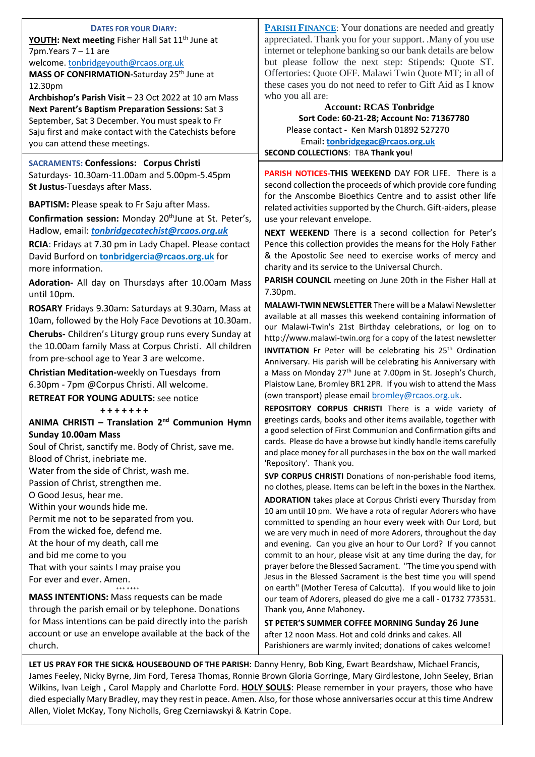**DATES FOR YOUR DIARY:**

**YOUTH: Next meeting** Fisher Hall Sat 11th June at 7pm.Years 7 – 11 are welcome. tonbridgeyouth@rcaos.org.uk

**MASS OF CONFIRMATION**-Saturday 25th June at 12.30pm

**Archbishop's Parish Visit** – 23 Oct 2022 at 10 am Mass

**Next Parent's Baptism Preparation Sessions:** Sat 3 September, Sat 3 December. You must speak to Fr Saju first and make contact with the Catechists before you can attend these meetings.

**SACRAMENTS: Confessions: Corpus Christi** Saturdays- 10.30am-11.00am and 5.00pm-5.45pm **St Justus**-Tuesdays after Mass.

**BAPTISM:** Please speak to Fr Saju after Mass.

**Confirmation session:** Monday 20thJune at St. Peter's, Hadlow, email: ***tonbridgecatechist@rcaos.org.uk***

**RCIA**: Fridays at 7.30 pm in Lady Chapel. Please contact David Burford on **tonbridgercia@rcaos.org.uk** for more information.

**Adoration-** All day on Thursdays after 10.00am Mass until 10pm.

**ROSARY** Fridays 9.30am: Saturdays at 9.30am, Mass at 10am, followed by the Holy Face Devotions at 10.30am.

**Cherubs-** Children's Liturgy group runs every Sunday at the 10.00am family Mass at Corpus Christi. All children from pre-school age to Year 3 are welcome.

**Christian Meditation-**weekly on Tuesdays from 6.30pm - 7pm @Corpus Christi. All welcome.

**RETREAT FOR YOUNG ADULTS:** see notice

\+ + + + + + +

**ANIMA CHRISTI – Translation 2nd Communion Hymn Sunday 10.00am Mass**

Soul of Christ, sanctify me. Body of Christ, save me.
Blood of Christ, inebriate me.
Water from the side of Christ, wash me.
Passion of Christ, strengthen me.
O Good Jesus, hear me.
Within your wounds hide me.
Permit me not to be separated from you.
From the wicked foe, defend me.
At the hour of my death, call me
and bid me come to you
That with your saints I may praise you
For ever and ever. Amen.

\+++ ++++

**MASS INTENTIONS:** Mass requests can be made through the parish email or by telephone. Donations for Mass intentions can be paid directly into the parish account or use an envelope available at the back of the church.

**PARISH FINANCE**: Your donations are needed and greatly appreciated. Thank you for your support. .Many of you use internet or telephone banking so our bank details are below but please follow the next step: Stipends: Quote ST. Offertories: Quote OFF. Malawi Twin Quote MT; in all of these cases you do not need to refer to Gift Aid as I know who you all are:

**Account: RCAS Tonbridge**
**Sort Code: 60-21-28; Account No: 71367780**
Please contact - Ken Marsh 01892 527270
Email**: tonbridgegac@rcaos.org.uk**

**SECOND COLLECTIONS**: TBA **Thank you**!

**PARISH NOTICES-THIS WEEKEND** DAY FOR LIFE. There is a second collection the proceeds of which provide core funding for the Anscombe Bioethics Centre and to assist other life related activities supported by the Church. Gift-aiders, please use your relevant envelope.

**NEXT WEEKEND** There is a second collection for Peter's Pence this collection provides the means for the Holy Father & the Apostolic See need to exercise works of mercy and charity and its service to the Universal Church.

**PARISH COUNCIL** meeting on June 20th in the Fisher Hall at 7.30pm.

**MALAWI-TWIN NEWSLETTER** There will be a Malawi Newsletter available at all masses this weekend containing information of our Malawi-Twin's 21st Birthday celebrations, or log on to http://www.malawi-twin.org for a copy of the latest newsletter

**INVITATION** Fr Peter will be celebrating his 25th Ordination Anniversary. His parish will be celebrating his Anniversary with a Mass on Monday 27th June at 7.00pm in St. Joseph's Church, Plaistow Lane, Bromley BR1 2PR. If you wish to attend the Mass (own transport) please email bromley@rcaos.org.uk.

**REPOSITORY CORPUS CHRISTI** There is a wide variety of greetings cards, books and other items available, together with a good selection of First Communion and Confirmation gifts and cards. Please do have a browse but kindly handle items carefully and place money for all purchases in the box on the wall marked 'Repository'. Thank you.

**SVP CORPUS CHRISTI** Donations of non-perishable food items, no clothes, please. Items can be left in the boxes in the Narthex.

**ADORATION** takes place at Corpus Christi every Thursday from 10 am until 10 pm. We have a rota of regular Adorers who have committed to spending an hour every week with Our Lord, but we are very much in need of more Adorers, throughout the day and evening. Can you give an hour to Our Lord? If you cannot commit to an hour, please visit at any time during the day, for prayer before the Blessed Sacrament. "The time you spend with Jesus in the Blessed Sacrament is the best time you will spend on earth" (Mother Teresa of Calcutta). If you would like to join our team of Adorers, pleased do give me a call - 01732 773531. Thank you, Anne Mahoney**.**

**ST PETER'S SUMMER COFFEE MORNING Sunday 26 June** after 12 noon Mass. Hot and cold drinks and cakes. All Parishioners are warmly invited; donations of cakes welcome!

**LET US PRAY FOR THE SICK& HOUSEBOUND OF THE PARISH**: Danny Henry, Bob King, Ewart Beardshaw, Michael Francis, James Feeley, Nicky Byrne, Jim Ford, Teresa Thomas, Ronnie Brown Gloria Gorringe, Mary Girdlestone, John Seeley, Brian Wilkins, Ivan Leigh , Carol Mapply and Charlotte Ford. **HOLY SOULS**: Please remember in your prayers, those who have died especially Mary Bradley, may they rest in peace. Amen. Also, for those whose anniversaries occur at this time Andrew Allen, Violet McKay, Tony Nicholls, Greg Czerniawskyi & Katrin Cope.